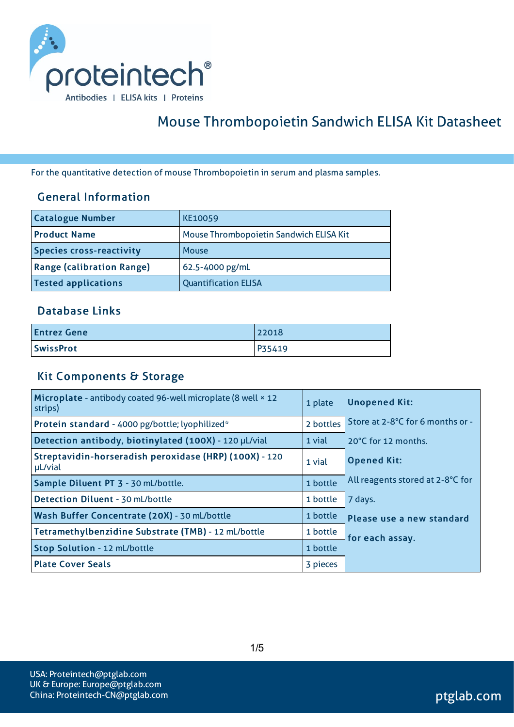proteintech®

Antibodies | ELISA kits | Proteins

# Mouse Thrombopoietin Sandwich ELISA Kit Datasheet

For the quantitative detection of mouse Thrombopoietin in serum and plasma samples.

## General Information

| Catalogue Number | KE10059 |
| --- | --- |
| Product Name | Mouse Thrombopoietin Sandwich ELISA Kit |
| Species cross-reactivity | Mouse |
| Range (calibration Range) | 62.5-4000 pg/mL |
| Tested applications | Quantification ELISA |

## Database Links

| Entrez Gene | 22018 |
| --- | --- |
| SwissProt | P35419 |

## Kit Components & Storage

| Component | Quantity | Storage |
| --- | --- | --- |
| **Microplate** - antibody coated 96-well microplate (8 well × 12 strips) | 1 plate | **Unopened Kit:** Store at 2-8°C for 6 months or -20°C for 12 months. **Opened Kit:** All reagents stored at 2-8°C for 7 days. **Please use a new standard for each assay.** |
| **Protein standard** - 4000 pg/bottle; lyophilized* | 2 bottles | |
| **Detection antibody, biotinylated (100X)** - 120 μL/vial | 1 vial | |
| **Streptavidin-horseradish peroxidase (HRP) (100X)** - 120 μL/vial | 1 vial | |
| **Sample Diluent PT 3** - 30 mL/bottle. | 1 bottle | |
| **Detection Diluent** - 30 mL/bottle | 1 bottle | |
| **Wash Buffer Concentrate (20X)** - 30 mL/bottle | 1 bottle | |
| **Tetramethylbenzidine Substrate (TMB)** - 12 mL/bottle | 1 bottle | |
| **Stop Solution** - 12 mL/bottle | 1 bottle | |
| **Plate Cover Seals** | 3 pieces | |

USA: Proteintech@ptglab.com
UK & Europe: Europe@ptglab.com
China: Proteintech-CN@ptglab.com

ptglab.com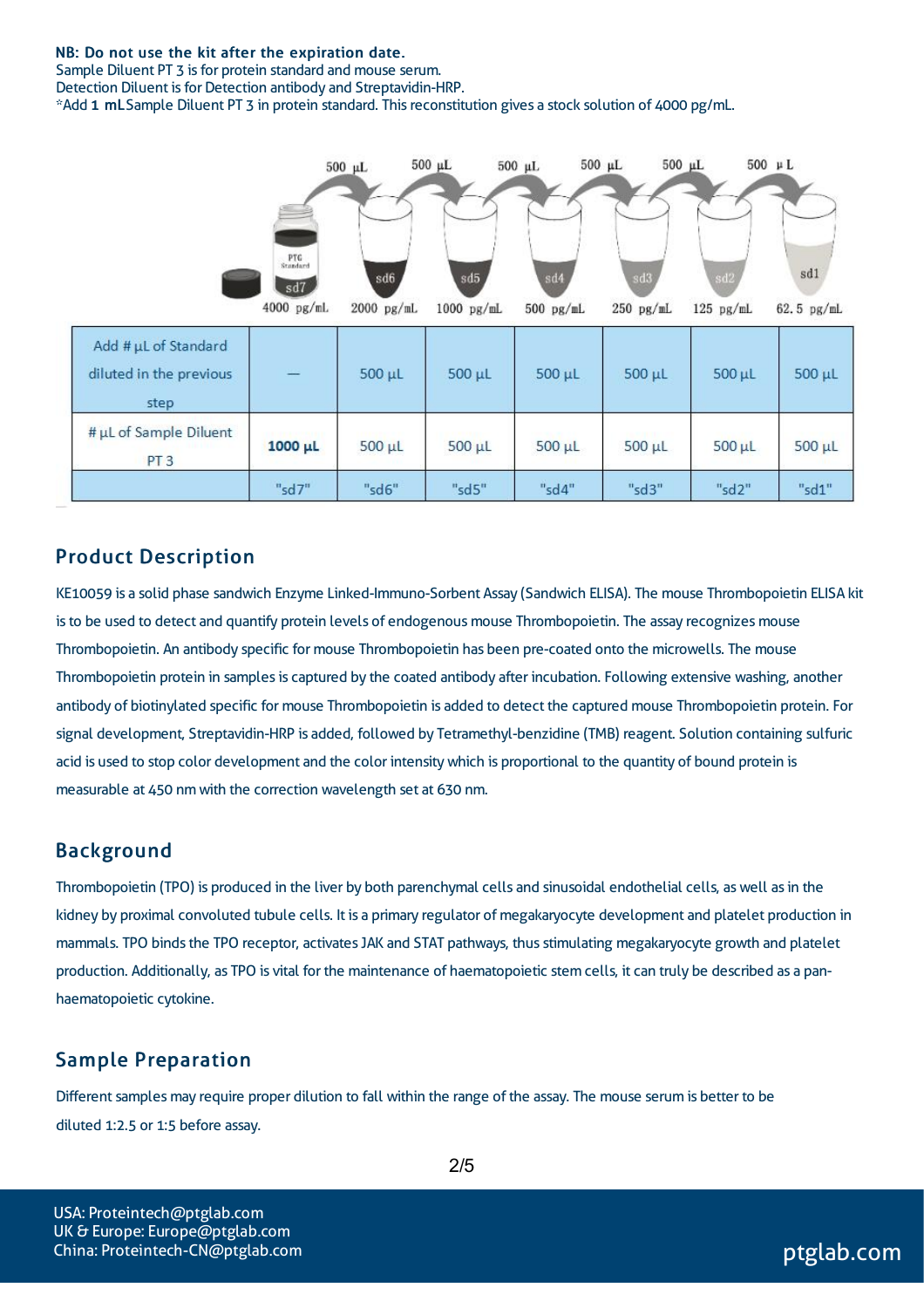**NB: Do not use the kit after the expiration date.**
Sample Diluent PT 3 is for protein standard and mouse serum.
Detection Diluent is for Detection antibody and Streptavidin-HRP.
*Add **1 mL** Sample Diluent PT 3 in protein standard. This reconstitution gives a stock solution of 4000 pg/mL.

| sd7 | sd6 | sd5 | sd4 | sd3 | sd2 | sd1 |
|---|---|---|---|---|---|---|
| 4000 pg/mL | 2000 pg/mL | 1000 pg/mL | 500 pg/mL | 250 pg/mL | 125 pg/mL | 62.5 pg/mL |

| Add # µL of Standard diluted in the previous step | — | 500 µL | 500 µL | 500 µL | 500 µL | 500 µL | 500 µL |
|---|---|---|---|---|---|---|---|
| # µL of Sample Diluent PT 3 | **1000 µL** | 500 µL | 500 µL | 500 µL | 500 µL | 500 µL | 500 µL |
| | "sd7" | "sd6" | "sd5" | "sd4" | "sd3" | "sd2" | "sd1" |

## Product Description

KE10059 is a solid phase sandwich Enzyme Linked-Immuno-Sorbent Assay (Sandwich ELISA). The mouse Thrombopoietin ELISA kit is to be used to detect and quantify protein levels of endogenous mouse Thrombopoietin. The assay recognizes mouse Thrombopoietin. An antibody specific for mouse Thrombopoietin has been pre-coated onto the microwells. The mouse Thrombopoietin protein in samples is captured by the coated antibody after incubation. Following extensive washing, another antibody of biotinylated specific for mouse Thrombopoietin is added to detect the captured mouse Thrombopoietin protein. For signal development, Streptavidin-HRP is added, followed by Tetramethyl-benzidine (TMB) reagent. Solution containing sulfuric acid is used to stop color development and the color intensity which is proportional to the quantity of bound protein is measurable at 450 nm with the correction wavelength set at 630 nm.

## Background

Thrombopoietin (TPO) is produced in the liver by both parenchymal cells and sinusoidal endothelial cells, as well as in the kidney by proximal convoluted tubule cells. It is a primary regulator of megakaryocyte development and platelet production in mammals. TPO binds the TPO receptor, activates JAK and STAT pathways, thus stimulating megakaryocyte growth and platelet production. Additionally, as TPO is vital for the maintenance of haematopoietic stem cells, it can truly be described as a pan-haematopoietic cytokine.

## Sample Preparation

Different samples may require proper dilution to fall within the range of the assay. The mouse serum is better to be diluted 1:2.5 or 1:5 before assay.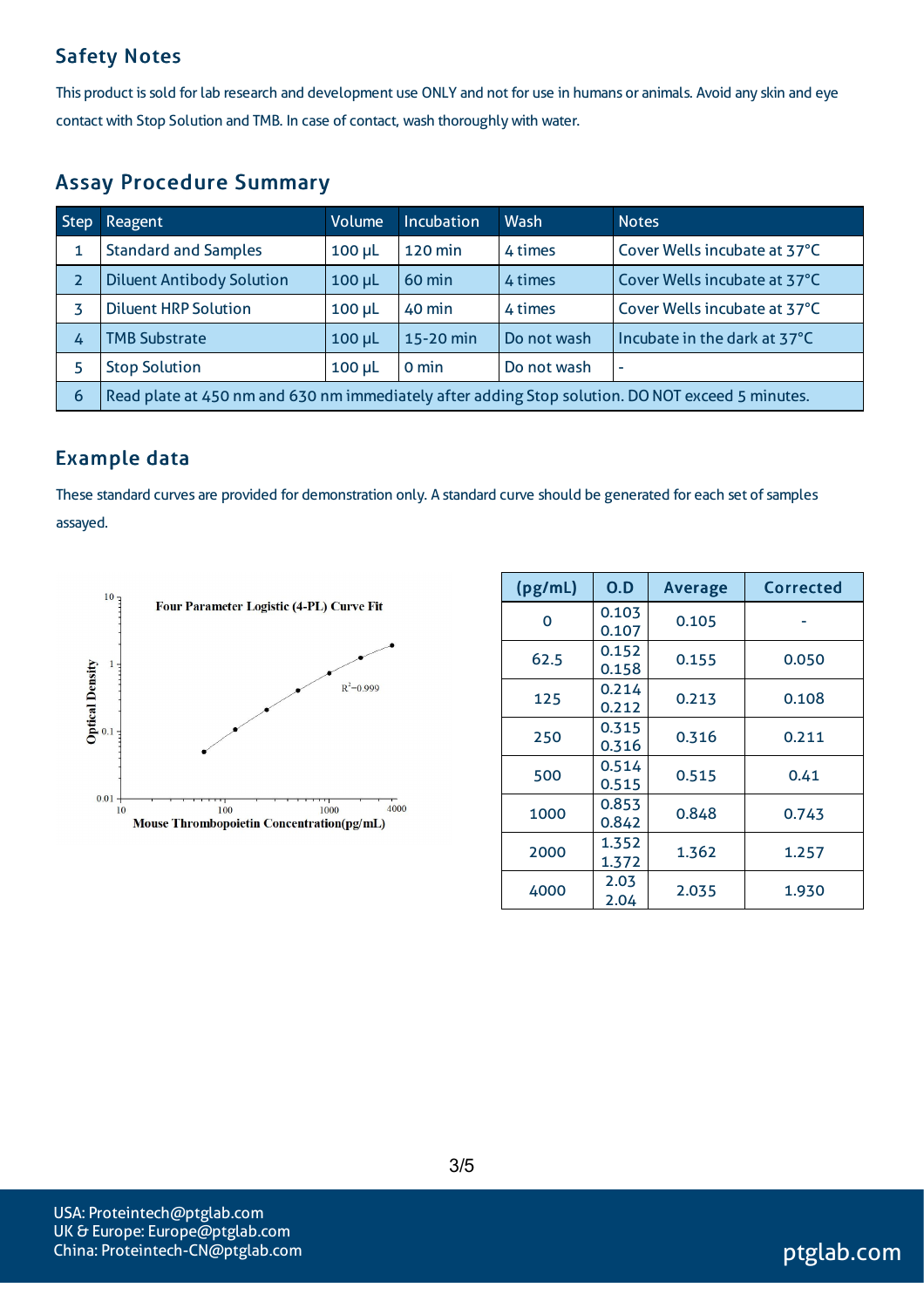## Safety Notes

This product is sold for lab research and development use ONLY and not for use in humans or animals. Avoid any skin and eye contact with Stop Solution and TMB. In case of contact, wash thoroughly with water.

## Assay Procedure Summary

| Step | Reagent | Volume | Incubation | Wash | Notes |
|---|---|---|---|---|---|
| 1 | Standard and Samples | 100 µL | 120 min | 4 times | Cover Wells incubate at 37°C |
| 2 | Diluent Antibody Solution | 100 µL | 60 min | 4 times | Cover Wells incubate at 37°C |
| 3 | Diluent HRP Solution | 100 µL | 40 min | 4 times | Cover Wells incubate at 37°C |
| 4 | TMB Substrate | 100 µL | 15-20 min | Do not wash | Incubate in the dark at 37°C |
| 5 | Stop Solution | 100 µL | 0 min | Do not wash | - |
| 6 | Read plate at 450 nm and 630 nm immediately after adding Stop solution. DO NOT exceed 5 minutes. | | | | |

## Example data

These standard curves are provided for demonstration only. A standard curve should be generated for each set of samples assayed.

Four Parameter Logistic (4-PL) Curve Fit

$R^2$=0.999

Optical Density vs. Mouse Thrombopoietin Concentration(pg/mL)

| (pg/mL) | O.D | Average | Corrected |
|---|---|---|---|
| 0 | 0.103<br>0.107 | 0.105 | - |
| 62.5 | 0.152<br>0.158 | 0.155 | 0.050 |
| 125 | 0.214<br>0.212 | 0.213 | 0.108 |
| 250 | 0.315<br>0.316 | 0.316 | 0.211 |
| 500 | 0.514<br>0.515 | 0.515 | 0.41 |
| 1000 | 0.853<br>0.842 | 0.848 | 0.743 |
| 2000 | 1.352<br>1.372 | 1.362 | 1.257 |
| 4000 | 2.03<br>2.04 | 2.035 | 1.930 |

USA: Proteintech@ptglab.com
UK & Europe: Europe@ptglab.com
China: Proteintech-CN@ptglab.com

ptglab.com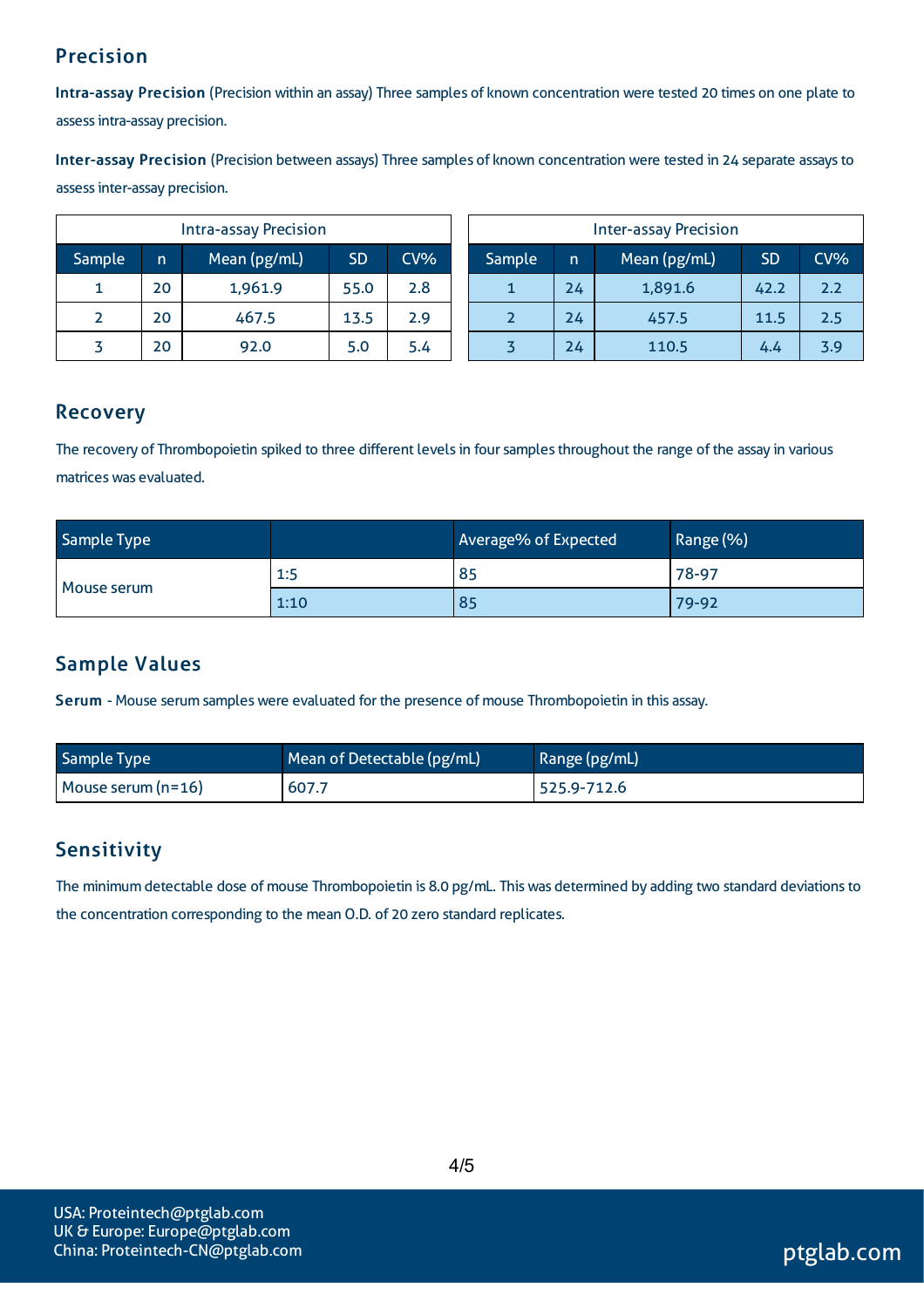## Precision

**Intra-assay Precision** (Precision within an assay) Three samples of known concentration were tested 20 times on one plate to assess intra-assay precision.

**Inter-assay Precision** (Precision between assays) Three samples of known concentration were tested in 24 separate assays to assess inter-assay precision.

| Intra-assay Precision | | | | |
|---|---|---|---|---|
| Sample | n | Mean (pg/mL) | SD | CV% |
| 1 | 20 | 1,961.9 | 55.0 | 2.8 |
| 2 | 20 | 467.5 | 13.5 | 2.9 |
| 3 | 20 | 92.0 | 5.0 | 5.4 |

| Inter-assay Precision | | | | |
|---|---|---|---|---|
| Sample | n | Mean (pg/mL) | SD | CV% |
| 1 | 24 | 1,891.6 | 42.2 | 2.2 |
| 2 | 24 | 457.5 | 11.5 | 2.5 |
| 3 | 24 | 110.5 | 4.4 | 3.9 |

## Recovery

The recovery of Thrombopoietin spiked to three different levels in four samples throughout the range of the assay in various matrices was evaluated.

| Sample Type | | Average% of Expected | Range (%) |
|---|---|---|---|
| Mouse serum | 1:5 | 85 | 78-97 |
| | 1:10 | 85 | 79-92 |

## Sample Values

**Serum** - Mouse serum samples were evaluated for the presence of mouse Thrombopoietin in this assay.

| Sample Type | Mean of Detectable (pg/mL) | Range (pg/mL) |
|---|---|---|
| Mouse serum (n=16) | 607.7 | 525.9-712.6 |

## Sensitivity

The minimum detectable dose of mouse Thrombopoietin is 8.0 pg/mL. This was determined by adding two standard deviations to the concentration corresponding to the mean O.D. of 20 zero standard replicates.

USA: Proteintech@ptglab.com
UK & Europe: Europe@ptglab.com
China: Proteintech-CN@ptglab.com

ptglab.com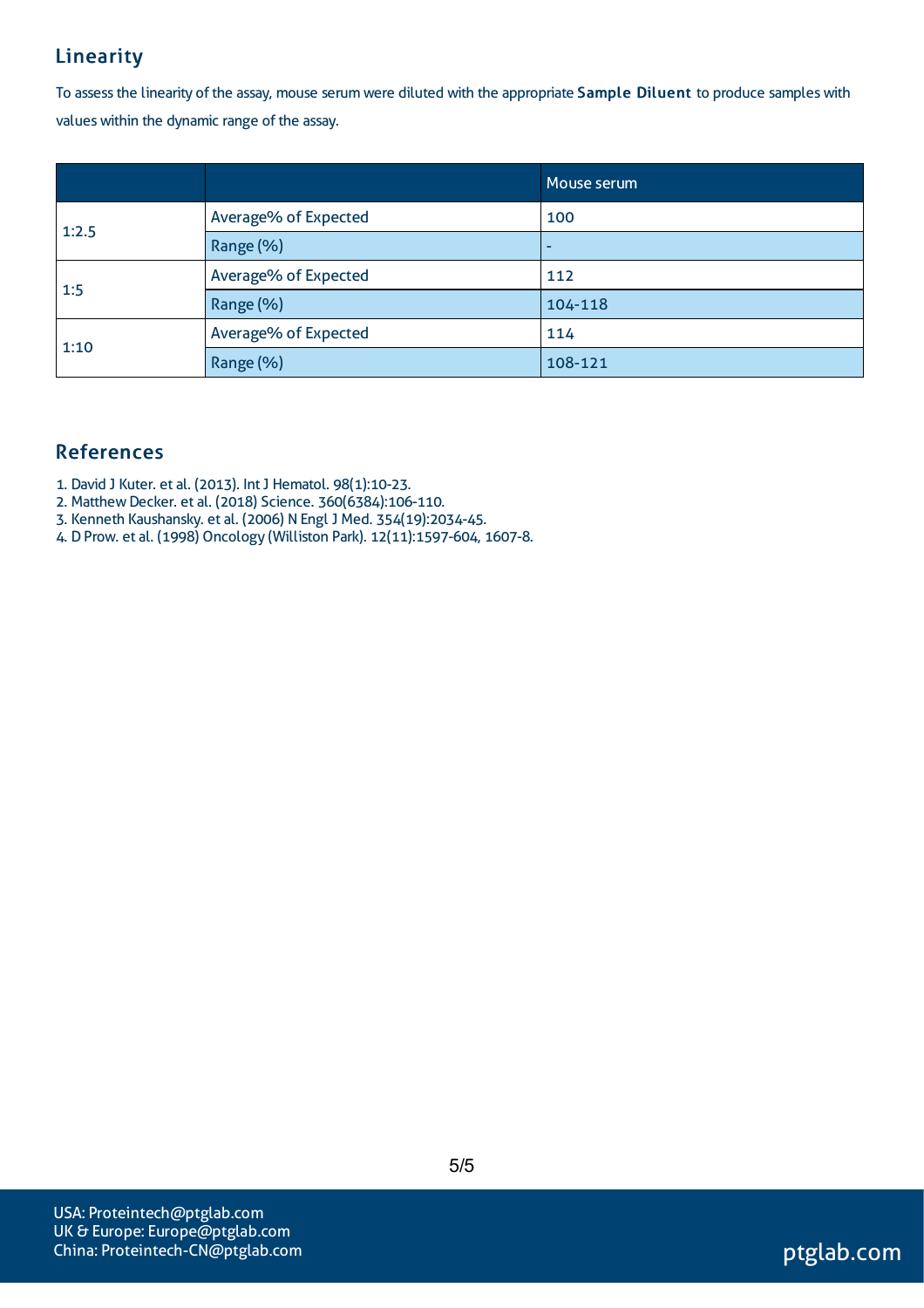## Linearity

To assess the linearity of the assay, mouse serum were diluted with the appropriate **Sample Diluent** to produce samples with values within the dynamic range of the assay.

| | | Mouse serum |
|---|---|---|
| 1:2.5 | Average% of Expected | 100 |
| | Range (%) | - |
| 1:5 | Average% of Expected | 112 |
| | Range (%) | 104-118 |
| 1:10 | Average% of Expected | 114 |
| | Range (%) | 108-121 |

## References

1. David J Kuter. et al. (2013). Int J Hematol. 98(1):10-23.
2. Matthew Decker. et al. (2018) Science. 360(6384):106-110.
3. Kenneth Kaushansky. et al. (2006) N Engl J Med. 354(19):2034-45.
4. D Prow. et al. (1998) Oncology (Williston Park). 12(11):1597-604, 1607-8.

USA: Proteintech@ptglab.com
UK & Europe: Europe@ptglab.com
China: Proteintech-CN@ptglab.com

ptglab.com